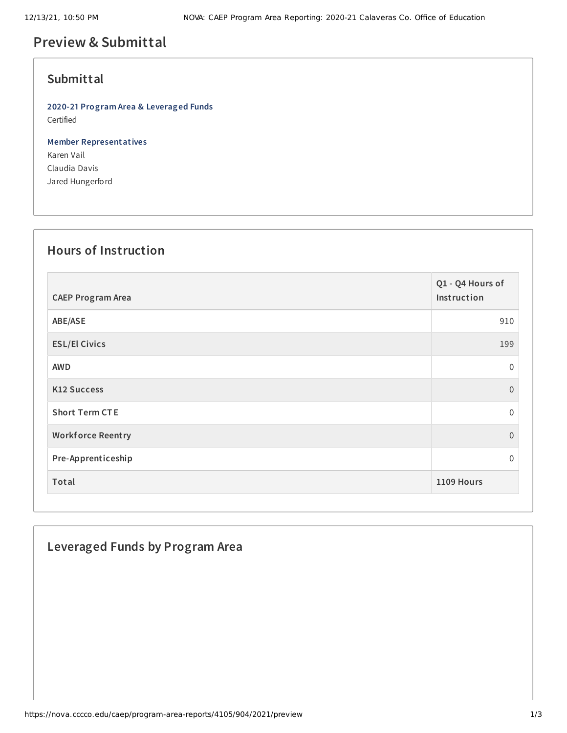# Preview & Submittal

## Submittal

**2020-21 Program Area & Leveraged Funds**
Certified

**Member Representatives**
Karen Vail
Claudia Davis
Jared Hungerford

## Hours of Instruction

| CAEP Program Area | Q1 - Q4 Hours of Instruction |
| --- | ---: |
| ABE/ASE | 910 |
| ESL/El Civics | 199 |
| AWD | 0 |
| K12 Success | 0 |
| Short Term CTE | 0 |
| Workforce Reentry | 0 |
| Pre-Apprenticeship | 0 |
| **Total** | **1109 Hours** |

## Leveraged Funds by Program Area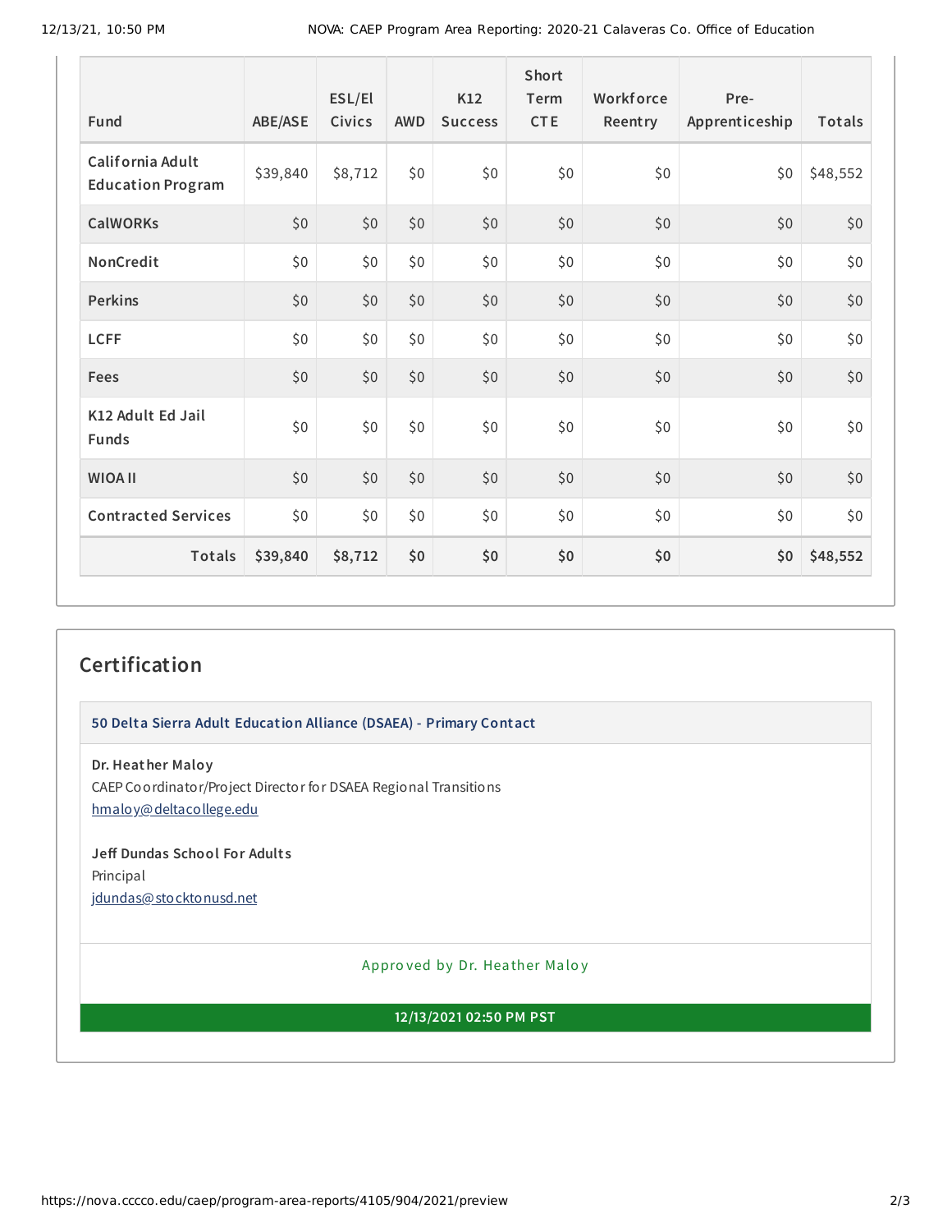| Fund | ABE/ASE | ESL/El Civics | AWD | K12 Success | Short Term CTE | Workforce Reentry | Pre-Apprenticeship | Totals |
|---|---|---|---|---|---|---|---|---|
| California Adult Education Program | $39,840 | $8,712 | $0 | $0 | $0 | $0 | $0 | $48,552 |
| CalWORKs | $0 | $0 | $0 | $0 | $0 | $0 | $0 | $0 |
| NonCredit | $0 | $0 | $0 | $0 | $0 | $0 | $0 | $0 |
| Perkins | $0 | $0 | $0 | $0 | $0 | $0 | $0 | $0 |
| LCFF | $0 | $0 | $0 | $0 | $0 | $0 | $0 | $0 |
| Fees | $0 | $0 | $0 | $0 | $0 | $0 | $0 | $0 |
| K12 Adult Ed Jail Funds | $0 | $0 | $0 | $0 | $0 | $0 | $0 | $0 |
| WIOA II | $0 | $0 | $0 | $0 | $0 | $0 | $0 | $0 |
| Contracted Services | $0 | $0 | $0 | $0 | $0 | $0 | $0 | $0 |
| **Totals** | **$39,840** | **$8,712** | **$0** | **$0** | **$0** | **$0** | **$0** | **$48,552** |

## Certification

### 50 Delta Sierra Adult Education Alliance (DSAEA) - Primary Contact

**Dr. Heather Maloy**
CAEP Coordinator/Project Director for DSAEA Regional Transitions
hmaloy@deltacollege.edu

**Jeff Dundas School For Adults**
Principal
jdundas@stocktonusd.net

Approved by Dr. Heather Maloy

**12/13/2021 02:50 PM PST**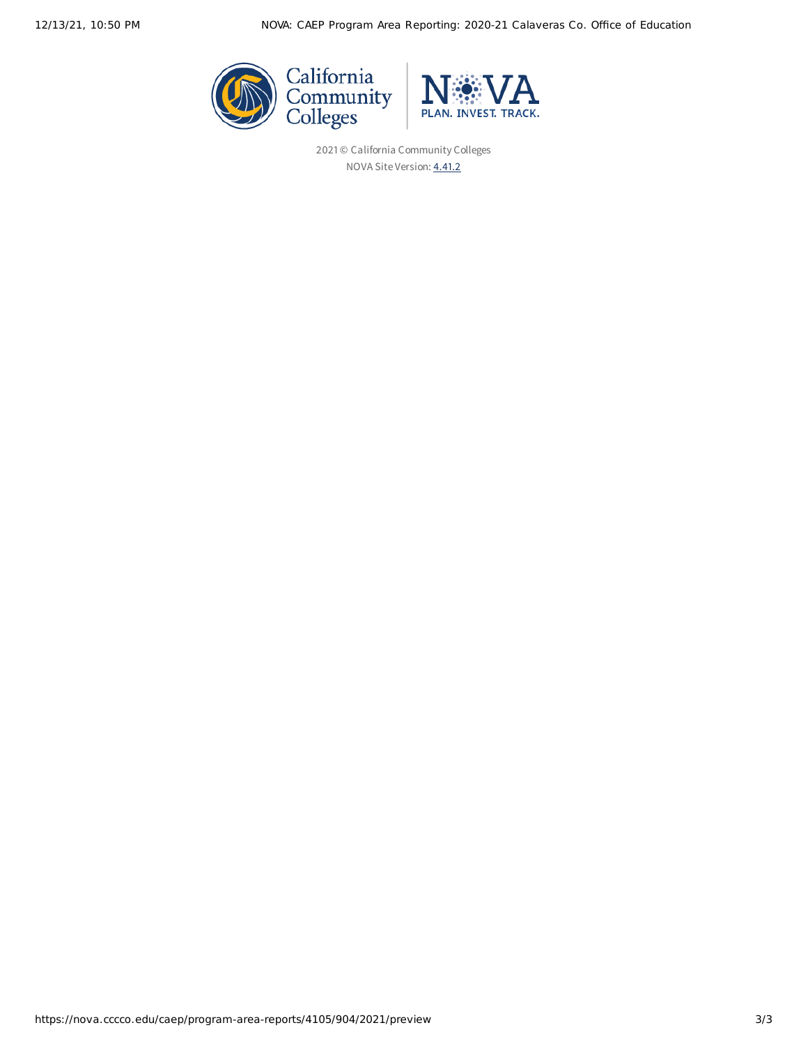2021 © California Community Colleges
NOVA Site Version: 4.41.2